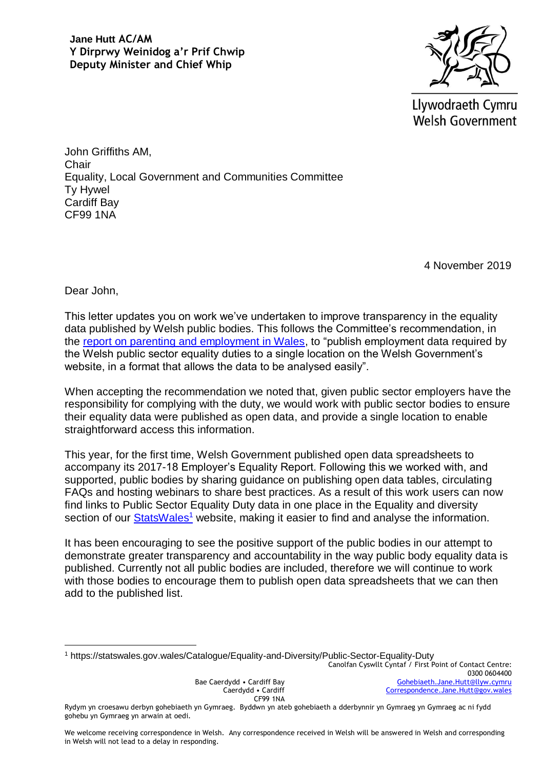**Jane Hutt AC/AM**
**Y Dirprwy Weinidog a'r Prif Chwip**
**Deputy Minister and Chief Whip**

Llywodraeth Cymru
Welsh Government

John Griffiths AM,
Chair
Equality, Local Government and Communities Committee
Ty Hywel
Cardiff Bay
CF99 1NA

4 November 2019

Dear John,

This letter updates you on work we've undertaken to improve transparency in the equality data published by Welsh public bodies. This follows the Committee's recommendation, in the report on parenting and employment in Wales, to "publish employment data required by the Welsh public sector equality duties to a single location on the Welsh Government's website, in a format that allows the data to be analysed easily".

When accepting the recommendation we noted that, given public sector employers have the responsibility for complying with the duty, we would work with public sector bodies to ensure their equality data were published as open data, and provide a single location to enable straightforward access this information.

This year, for the first time, Welsh Government published open data spreadsheets to accompany its 2017-18 Employer's Equality Report. Following this we worked with, and supported, public bodies by sharing guidance on publishing open data tables, circulating FAQs and hosting webinars to share best practices. As a result of this work users can now find links to Public Sector Equality Duty data in one place in the Equality and diversity section of our StatsWales[1] website, making it easier to find and analyse the information.

It has been encouraging to see the positive support of the public bodies in our attempt to demonstrate greater transparency and accountability in the way public body equality data is published. Currently not all public bodies are included, therefore we will continue to work with those bodies to encourage them to publish open data spreadsheets that we can then add to the published list.

[1] https://statswales.gov.wales/Catalogue/Equality-and-Diversity/Public-Sector-Equality-Duty

Bae Caerdydd • Cardiff Bay
Caerdydd • Cardiff
CF99 1NA

Canolfan Cyswllt Cyntaf / First Point of Contact Centre:
0300 0604400
Gohebiaeth.Jane.Hutt@llyw.cymru
Correspondence.Jane.Hutt@gov.wales

Rydym yn croesawu derbyn gohebiaeth yn Gymraeg. Byddwn yn ateb gohebiaeth a dderbynnir yn Gymraeg yn Gymraeg ac ni fydd gohebu yn Gymraeg yn arwain at oedi.

We welcome receiving correspondence in Welsh. Any correspondence received in Welsh will be answered in Welsh and corresponding in Welsh will not lead to a delay in responding.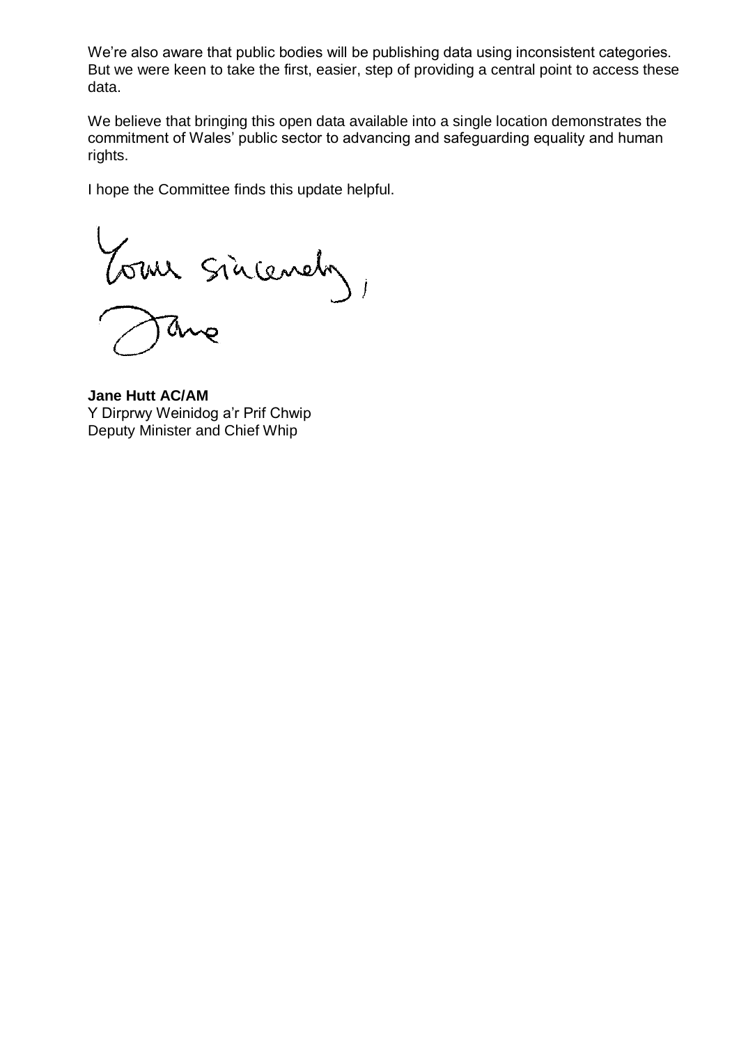We're also aware that public bodies will be publishing data using inconsistent categories. But we were keen to take the first, easier, step of providing a central point to access these data.

We believe that bringing this open data available into a single location demonstrates the commitment of Wales' public sector to advancing and safeguarding equality and human rights.

I hope the Committee finds this update helpful.

Yours sincerely,

Jane

**Jane Hutt AC/AM**
Y Dirprwy Weinidog a'r Prif Chwip
Deputy Minister and Chief Whip